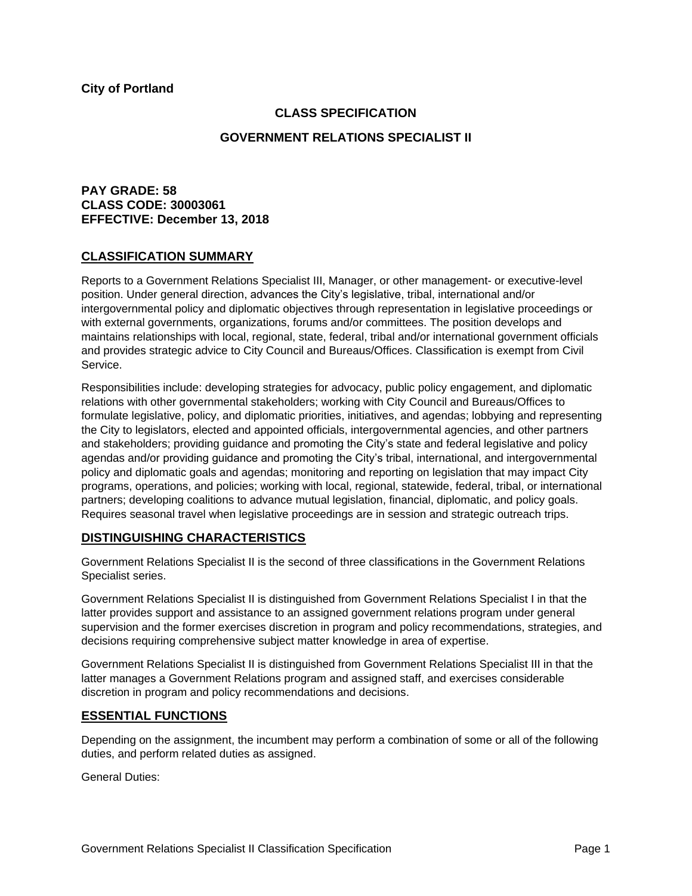**City of Portland**

## CLASS SPECIFICATION

## GOVERNMENT RELATIONS SPECIALIST II

**PAY GRADE: 58**
**CLASS CODE: 30003061**
**EFFECTIVE: December 13, 2018**

### CLASSIFICATION SUMMARY

Reports to a Government Relations Specialist III, Manager, or other management- or executive-level position. Under general direction, advances the City's legislative, tribal, international and/or intergovernmental policy and diplomatic objectives through representation in legislative proceedings or with external governments, organizations, forums and/or committees. The position develops and maintains relationships with local, regional, state, federal, tribal and/or international government officials and provides strategic advice to City Council and Bureaus/Offices. Classification is exempt from Civil Service.

Responsibilities include: developing strategies for advocacy, public policy engagement, and diplomatic relations with other governmental stakeholders; working with City Council and Bureaus/Offices to formulate legislative, policy, and diplomatic priorities, initiatives, and agendas; lobbying and representing the City to legislators, elected and appointed officials, intergovernmental agencies, and other partners and stakeholders; providing guidance and promoting the City's state and federal legislative and policy agendas and/or providing guidance and promoting the City's tribal, international, and intergovernmental policy and diplomatic goals and agendas; monitoring and reporting on legislation that may impact City programs, operations, and policies; working with local, regional, statewide, federal, tribal, or international partners; developing coalitions to advance mutual legislation, financial, diplomatic, and policy goals. Requires seasonal travel when legislative proceedings are in session and strategic outreach trips.

### DISTINGUISHING CHARACTERISTICS

Government Relations Specialist II is the second of three classifications in the Government Relations Specialist series.

Government Relations Specialist II is distinguished from Government Relations Specialist I in that the latter provides support and assistance to an assigned government relations program under general supervision and the former exercises discretion in program and policy recommendations, strategies, and decisions requiring comprehensive subject matter knowledge in area of expertise.

Government Relations Specialist II is distinguished from Government Relations Specialist III in that the latter manages a Government Relations program and assigned staff, and exercises considerable discretion in program and policy recommendations and decisions.

### ESSENTIAL FUNCTIONS

Depending on the assignment, the incumbent may perform a combination of some or all of the following duties, and perform related duties as assigned.

General Duties: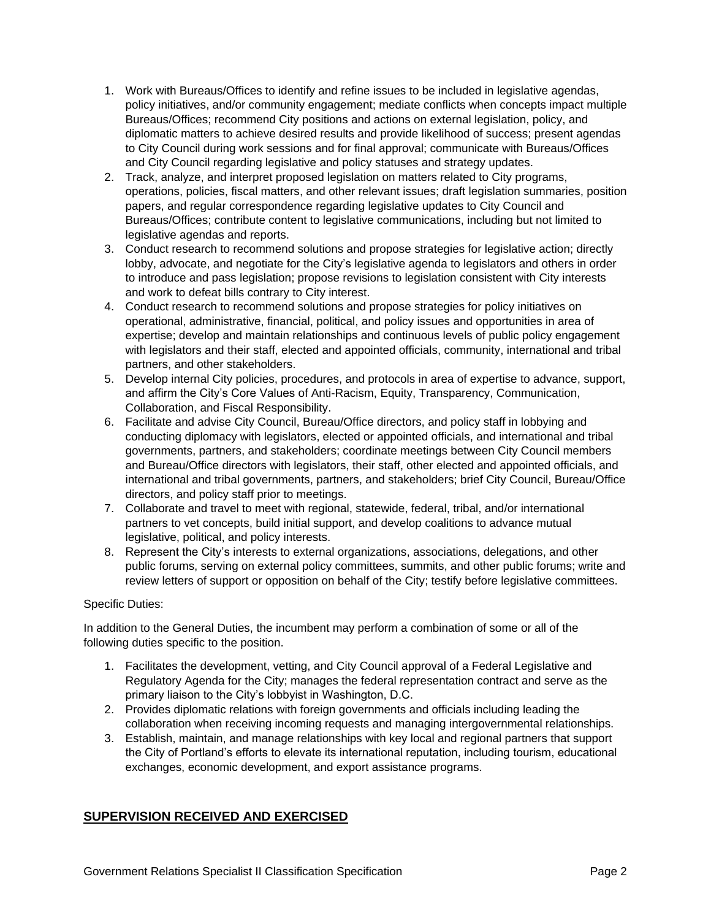1. Work with Bureaus/Offices to identify and refine issues to be included in legislative agendas, policy initiatives, and/or community engagement; mediate conflicts when concepts impact multiple Bureaus/Offices; recommend City positions and actions on external legislation, policy, and diplomatic matters to achieve desired results and provide likelihood of success; present agendas to City Council during work sessions and for final approval; communicate with Bureaus/Offices and City Council regarding legislative and policy statuses and strategy updates.
2. Track, analyze, and interpret proposed legislation on matters related to City programs, operations, policies, fiscal matters, and other relevant issues; draft legislation summaries, position papers, and regular correspondence regarding legislative updates to City Council and Bureaus/Offices; contribute content to legislative communications, including but not limited to legislative agendas and reports.
3. Conduct research to recommend solutions and propose strategies for legislative action; directly lobby, advocate, and negotiate for the City's legislative agenda to legislators and others in order to introduce and pass legislation; propose revisions to legislation consistent with City interests and work to defeat bills contrary to City interest.
4. Conduct research to recommend solutions and propose strategies for policy initiatives on operational, administrative, financial, political, and policy issues and opportunities in area of expertise; develop and maintain relationships and continuous levels of public policy engagement with legislators and their staff, elected and appointed officials, community, international and tribal partners, and other stakeholders.
5. Develop internal City policies, procedures, and protocols in area of expertise to advance, support, and affirm the City's Core Values of Anti-Racism, Equity, Transparency, Communication, Collaboration, and Fiscal Responsibility.
6. Facilitate and advise City Council, Bureau/Office directors, and policy staff in lobbying and conducting diplomacy with legislators, elected or appointed officials, and international and tribal governments, partners, and stakeholders; coordinate meetings between City Council members and Bureau/Office directors with legislators, their staff, other elected and appointed officials, and international and tribal governments, partners, and stakeholders; brief City Council, Bureau/Office directors, and policy staff prior to meetings.
7. Collaborate and travel to meet with regional, statewide, federal, tribal, and/or international partners to vet concepts, build initial support, and develop coalitions to advance mutual legislative, political, and policy interests.
8. Represent the City's interests to external organizations, associations, delegations, and other public forums, serving on external policy committees, summits, and other public forums; write and review letters of support or opposition on behalf of the City; testify before legislative committees.

Specific Duties:

In addition to the General Duties, the incumbent may perform a combination of some or all of the following duties specific to the position.

1. Facilitates the development, vetting, and City Council approval of a Federal Legislative and Regulatory Agenda for the City; manages the federal representation contract and serve as the primary liaison to the City's lobbyist in Washington, D.C.
2. Provides diplomatic relations with foreign governments and officials including leading the collaboration when receiving incoming requests and managing intergovernmental relationships.
3. Establish, maintain, and manage relationships with key local and regional partners that support the City of Portland's efforts to elevate its international reputation, including tourism, educational exchanges, economic development, and export assistance programs.

## SUPERVISION RECEIVED AND EXERCISED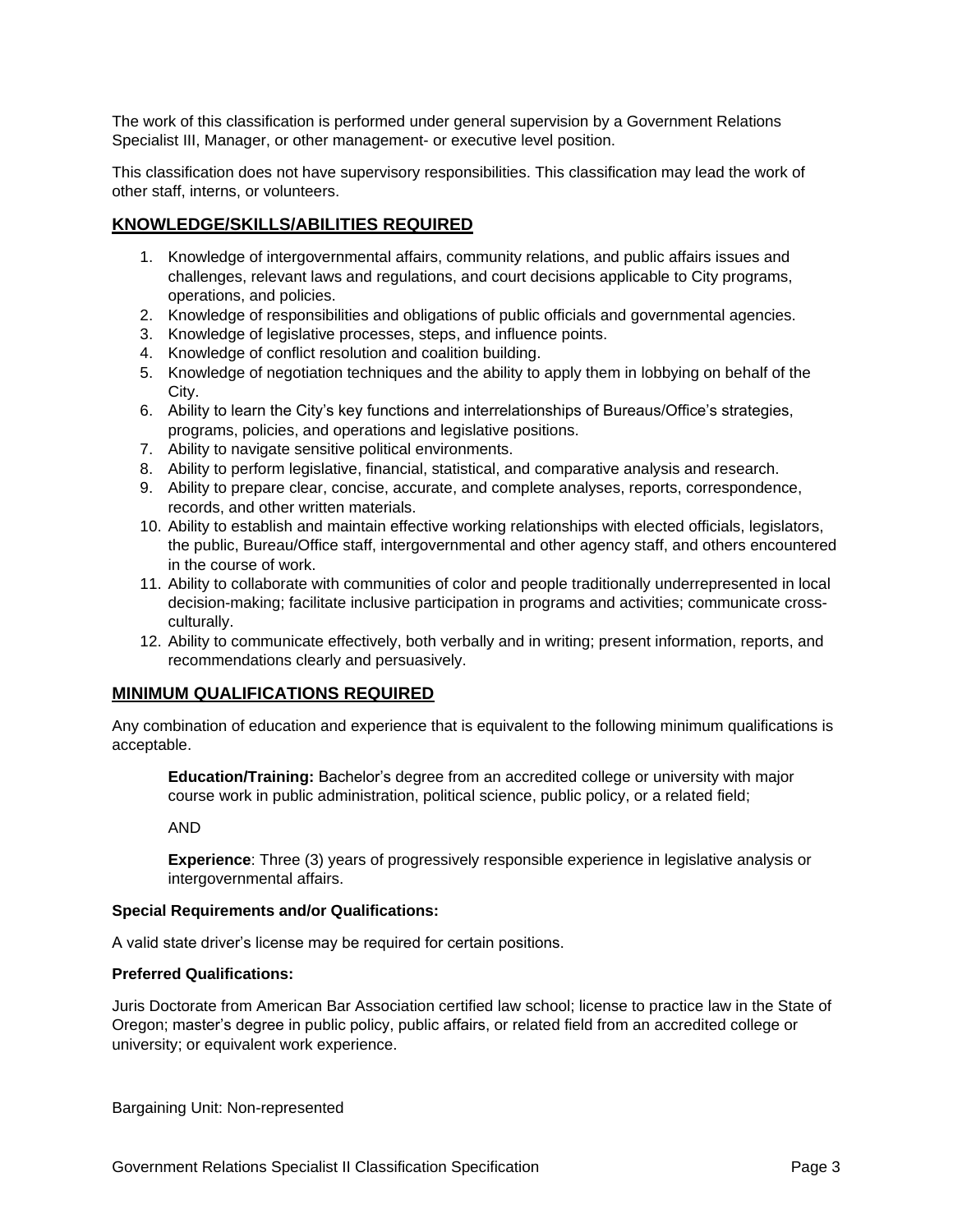The work of this classification is performed under general supervision by a Government Relations Specialist III, Manager, or other management- or executive level position.

This classification does not have supervisory responsibilities. This classification may lead the work of other staff, interns, or volunteers.

## KNOWLEDGE/SKILLS/ABILITIES REQUIRED

1. Knowledge of intergovernmental affairs, community relations, and public affairs issues and challenges, relevant laws and regulations, and court decisions applicable to City programs, operations, and policies.
2. Knowledge of responsibilities and obligations of public officials and governmental agencies.
3. Knowledge of legislative processes, steps, and influence points.
4. Knowledge of conflict resolution and coalition building.
5. Knowledge of negotiation techniques and the ability to apply them in lobbying on behalf of the City.
6. Ability to learn the City's key functions and interrelationships of Bureaus/Office's strategies, programs, policies, and operations and legislative positions.
7. Ability to navigate sensitive political environments.
8. Ability to perform legislative, financial, statistical, and comparative analysis and research.
9. Ability to prepare clear, concise, accurate, and complete analyses, reports, correspondence, records, and other written materials.
10. Ability to establish and maintain effective working relationships with elected officials, legislators, the public, Bureau/Office staff, intergovernmental and other agency staff, and others encountered in the course of work.
11. Ability to collaborate with communities of color and people traditionally underrepresented in local decision-making; facilitate inclusive participation in programs and activities; communicate cross-culturally.
12. Ability to communicate effectively, both verbally and in writing; present information, reports, and recommendations clearly and persuasively.

## MINIMUM QUALIFICATIONS REQUIRED

Any combination of education and experience that is equivalent to the following minimum qualifications is acceptable.

**Education/Training:** Bachelor's degree from an accredited college or university with major course work in public administration, political science, public policy, or a related field;

AND

**Experience**: Three (3) years of progressively responsible experience in legislative analysis or intergovernmental affairs.

**Special Requirements and/or Qualifications:**

A valid state driver's license may be required for certain positions.

**Preferred Qualifications:**

Juris Doctorate from American Bar Association certified law school; license to practice law in the State of Oregon; master's degree in public policy, public affairs, or related field from an accredited college or university; or equivalent work experience.

Bargaining Unit: Non-represented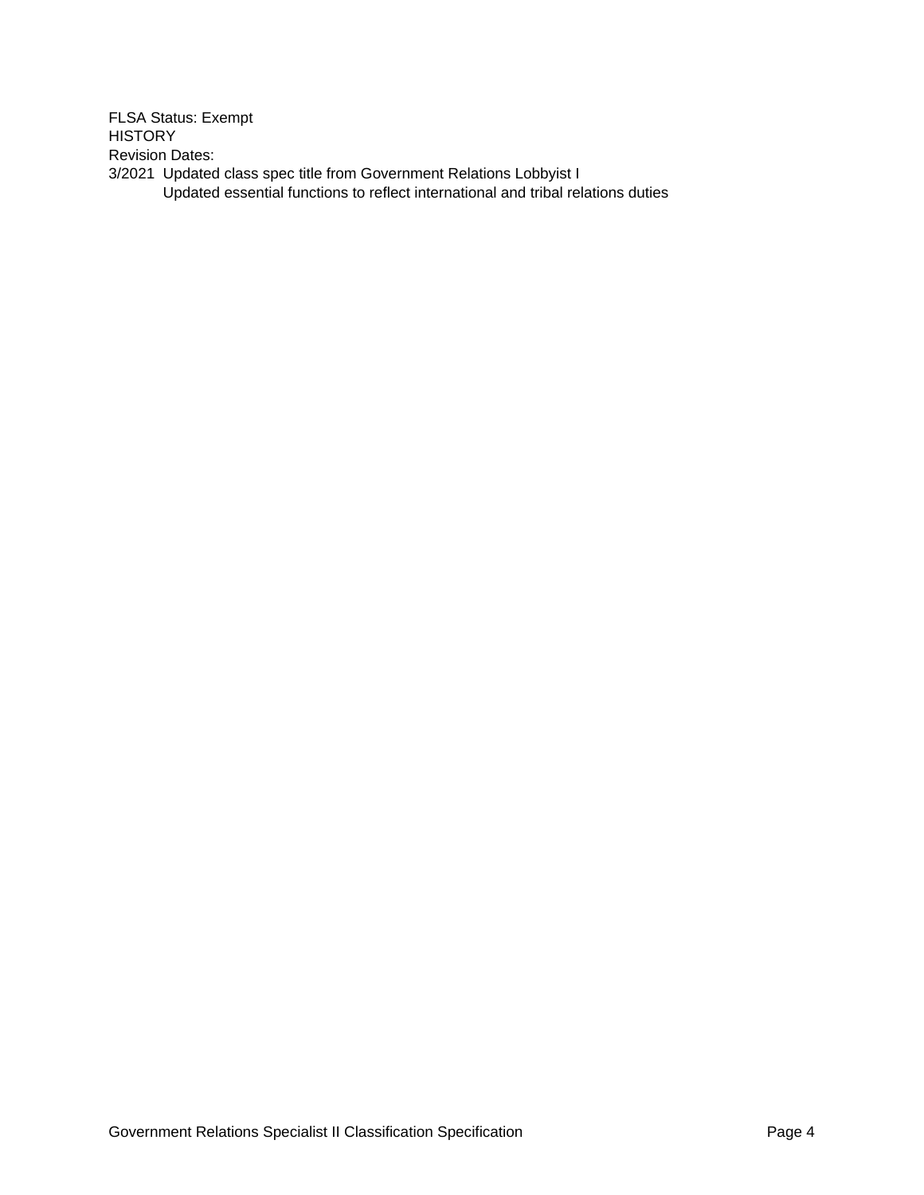FLSA Status: Exempt

HISTORY

Revision Dates:

3/2021 Updated class spec title from Government Relations Lobbyist I
Updated essential functions to reflect international and tribal relations duties